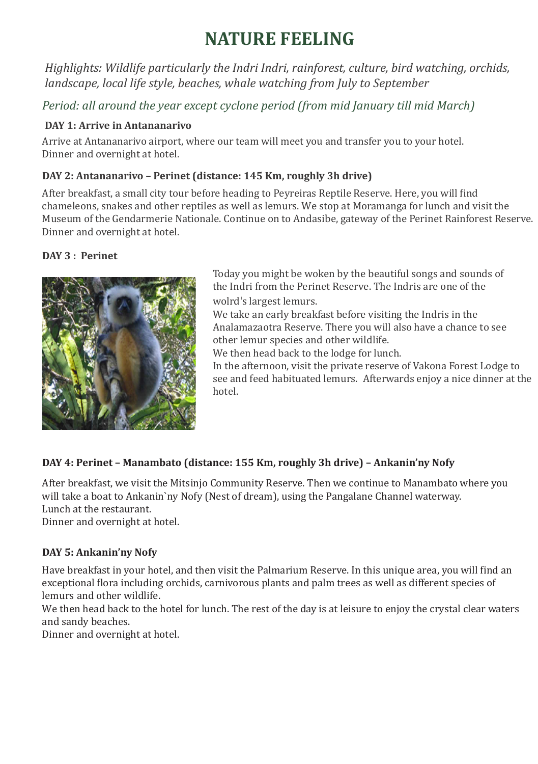# NATURE FEELING

*Highlights: Wildlife particularly the Indri Indri, rainforest, culture, bird watching, orchids, landscape, local life style, beaches, whale watching from July to September*

*Period: all around the year except cyclone period (from mid January till mid March)*

**DAY 1: Arrive in Antananarivo**

Arrive at Antananarivo airport, where our team will meet you and transfer you to your hotel.
Dinner and overnight at hotel.

**DAY 2: Antananarivo – Perinet (distance: 145 Km, roughly 3h drive)**

After breakfast, a small city tour before heading to Peyreiras Reptile Reserve. Here, you will find chameleons, snakes and other reptiles as well as lemurs. We stop at Moramanga for lunch and visit the Museum of the Gendarmerie Nationale. Continue on to Andasibe, gateway of the Perinet Rainforest Reserve.
Dinner and overnight at hotel.

**DAY 3 : Perinet**

Today you might be woken by the beautiful songs and sounds of the Indri from the Perinet Reserve. The Indris are one of the wolrd's largest lemurs.
We take an early breakfast before visiting the Indris in the Analamazaotra Reserve. There you will also have a chance to see other lemur species and other wildlife.
We then head back to the lodge for lunch.
In the afternoon, visit the private reserve of Vakona Forest Lodge to see and feed habituated lemurs. Afterwards enjoy a nice dinner at the hotel.

**DAY 4: Perinet – Manambato (distance: 155 Km, roughly 3h drive) – Ankanin'ny Nofy**

After breakfast, we visit the Mitsinjo Community Reserve. Then we continue to Manambato where you will take a boat to Ankanin`ny Nofy (Nest of dream), using the Pangalane Channel waterway.
Lunch at the restaurant.
Dinner and overnight at hotel.

**DAY 5: Ankanin'ny Nofy**

Have breakfast in your hotel, and then visit the Palmarium Reserve. In this unique area, you will find an exceptional flora including orchids, carnivorous plants and palm trees as well as different species of lemurs and other wildlife.
We then head back to the hotel for lunch. The rest of the day is at leisure to enjoy the crystal clear waters and sandy beaches.
Dinner and overnight at hotel.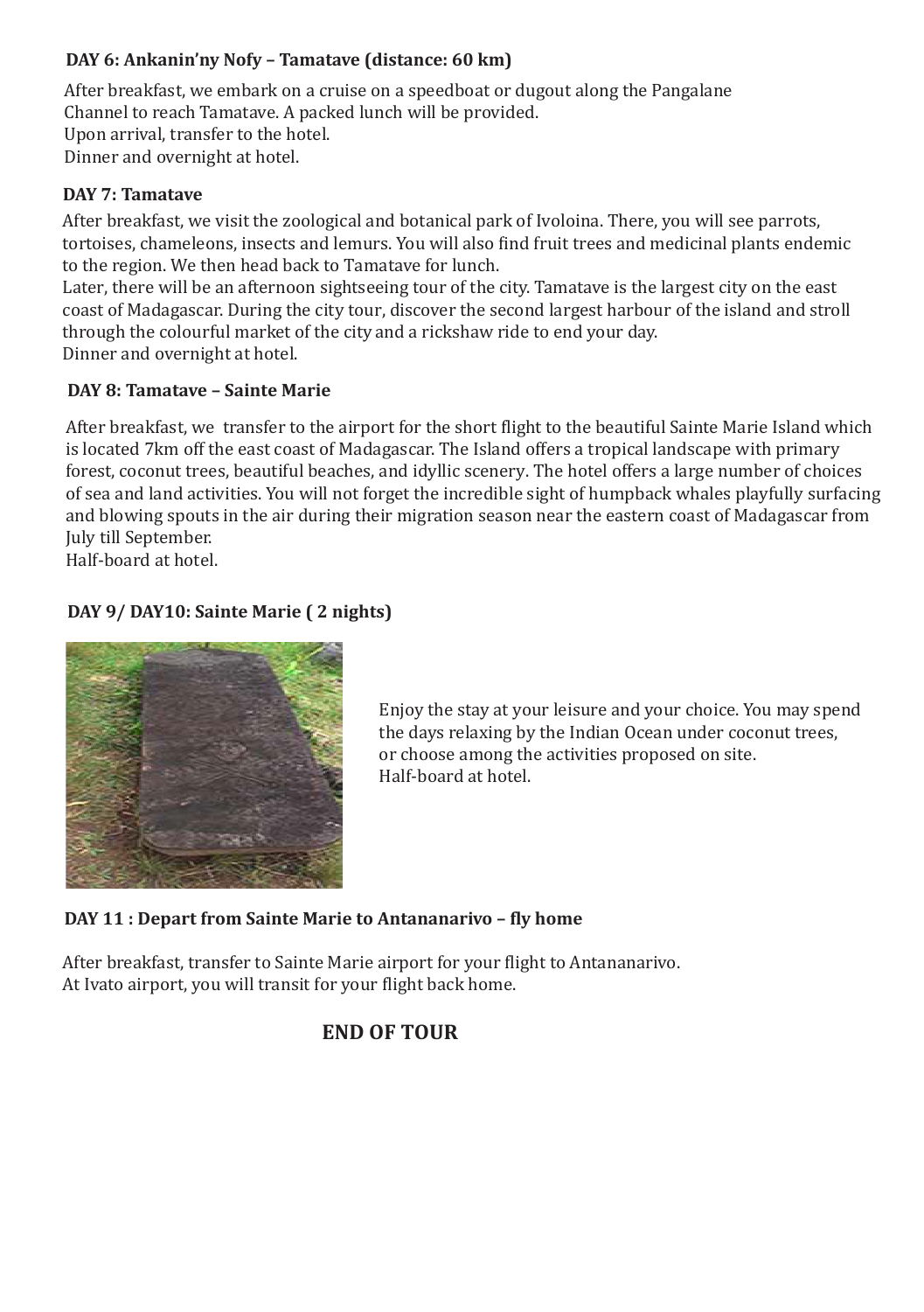### DAY 6: Ankanin'ny Nofy – Tamatave (distance: 60 km)

After breakfast, we embark on a cruise on a speedboat or dugout along the Pangalane Channel to reach Tamatave. A packed lunch will be provided.
Upon arrival, transfer to the hotel.
Dinner and overnight at hotel.

### DAY 7: Tamatave

After breakfast, we visit the zoological and botanical park of Ivoloina. There, you will see parrots, tortoises, chameleons, insects and lemurs. You will also find fruit trees and medicinal plants endemic to the region. We then head back to Tamatave for lunch.
Later, there will be an afternoon sightseeing tour of the city. Tamatave is the largest city on the east coast of Madagascar. During the city tour, discover the second largest harbour of the island and stroll through the colourful market of the city and a rickshaw ride to end your day.
Dinner and overnight at hotel.

### DAY 8: Tamatave – Sainte Marie

After breakfast, we transfer to the airport for the short flight to the beautiful Sainte Marie Island which is located 7km off the east coast of Madagascar. The Island offers a tropical landscape with primary forest, coconut trees, beautiful beaches, and idyllic scenery. The hotel offers a large number of choices of sea and land activities. You will not forget the incredible sight of humpback whales playfully surfacing and blowing spouts in the air during their migration season near the eastern coast of Madagascar from July till September.
Half-board at hotel.

### DAY 9/ DAY10: Sainte Marie ( 2 nights)

Enjoy the stay at your leisure and your choice. You may spend the days relaxing by the Indian Ocean under coconut trees, or choose among the activities proposed on site.
Half-board at hotel.

### DAY 11 : Depart from Sainte Marie to Antananarivo – fly home

After breakfast, transfer to Sainte Marie airport for your flight to Antananarivo.
At Ivato airport, you will transit for your flight back home.

**END OF TOUR**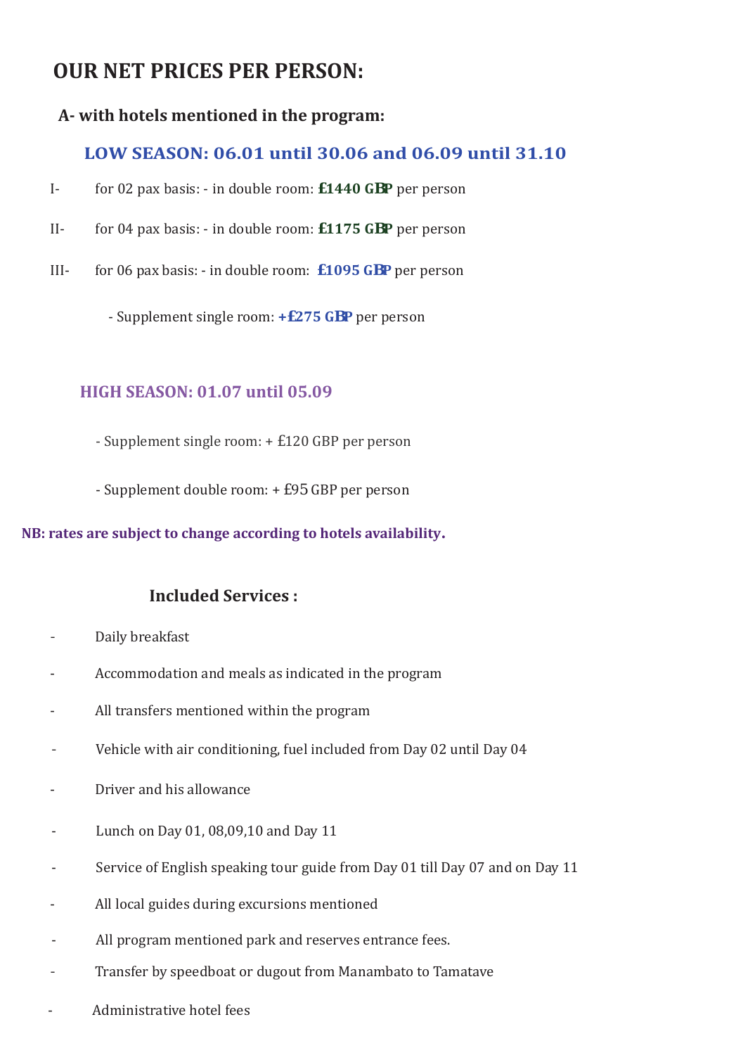# OUR NET PRICES PER PERSON:

## A- with hotels mentioned in the program:

### LOW SEASON: 06.01 until 30.06 and 06.09 until 31.10

I- for 02 pax basis: - in double room: **£1440 GBP** per person

II- for 04 pax basis: - in double room: **£1175 GBP** per person

III- for 06 pax basis: - in double room: **£1095 GBP** per person

- Supplement single room: **+£275 GBP** per person

### HIGH SEASON: 01.07 until 05.09

- Supplement single room: + £120 GBP per person

- Supplement double room: + £95 GBP per person

**NB: rates are subject to change according to hotels availability.**

### Included Services :

- Daily breakfast
- Accommodation and meals as indicated in the program
- All transfers mentioned within the program
- Vehicle with air conditioning, fuel included from Day 02 until Day 04
- Driver and his allowance
- Lunch on Day 01, 08,09,10 and Day 11
- Service of English speaking tour guide from Day 01 till Day 07 and on Day 11
- All local guides during excursions mentioned
- All program mentioned park and reserves entrance fees.
- Transfer by speedboat or dugout from Manambato to Tamatave
- Administrative hotel fees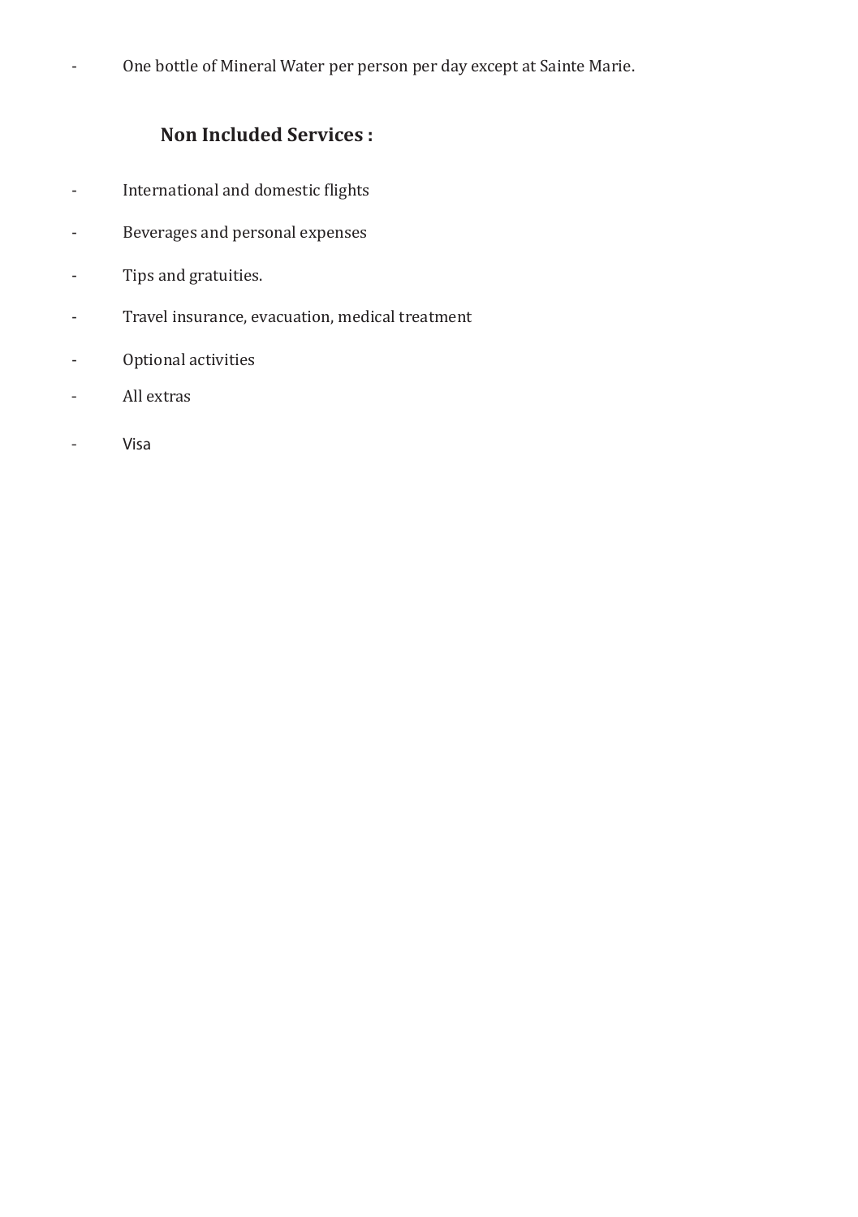- One bottle of Mineral Water per person per day except at Sainte Marie.

## Non Included Services :

- International and domestic flights
- Beverages and personal expenses
- Tips and gratuities.
- Travel insurance, evacuation, medical treatment
- Optional activities
- All extras
- Visa